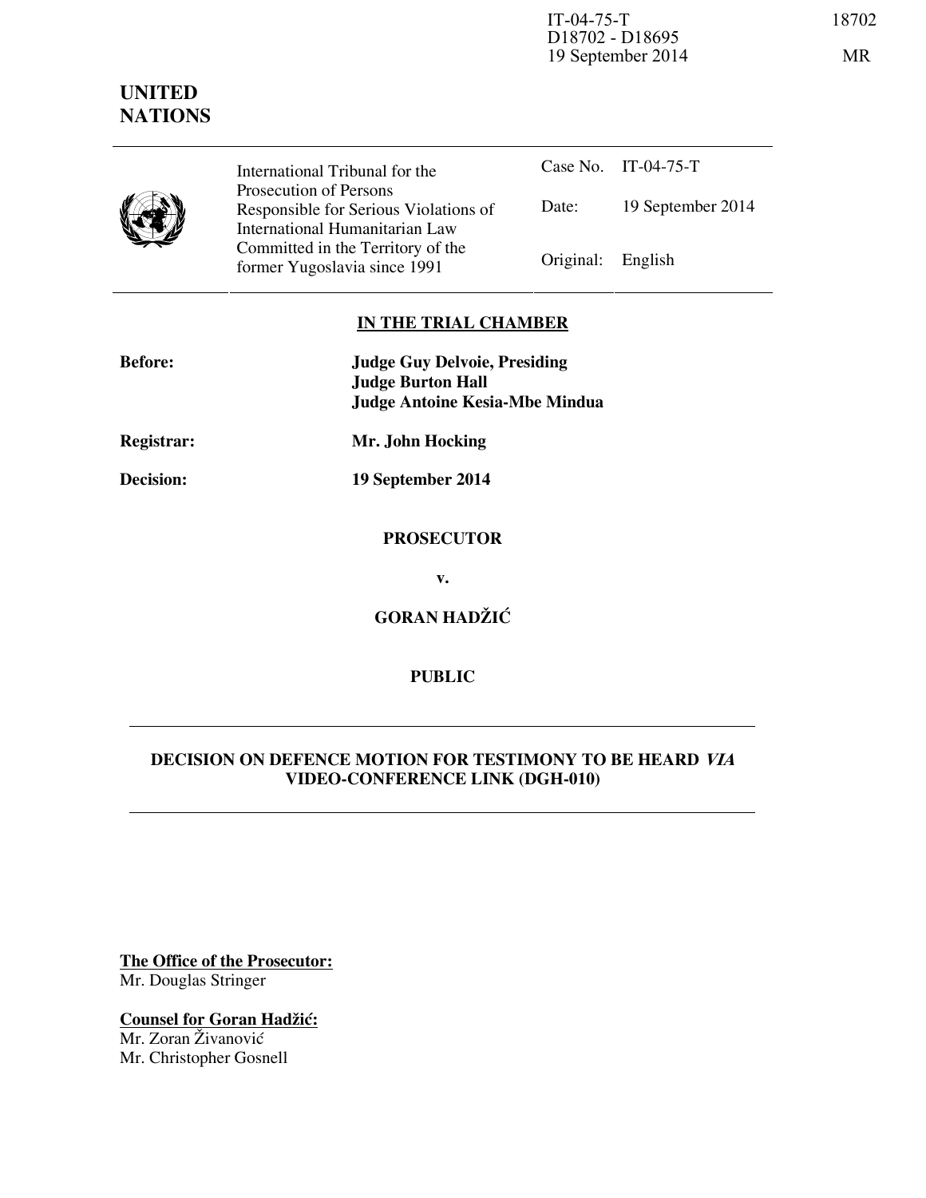IT-04-75-T
D18702 - D18695
19 September 2014

18702

MR

# UNITED NATIONS

| International Tribunal for the Prosecution of Persons Responsible for Serious Violations of International Humanitarian Law Committed in the Territory of the former Yugoslavia since 1991 | Case No. | IT-04-75-T |
|---|---|---|
| | Date: | 19 September 2014 |
| | Original: | English |

## IN THE TRIAL CHAMBER

**Before:** **Judge Guy Delvoie, Presiding**
**Judge Burton Hall**
**Judge Antoine Kesia-Mbe Mindua**

**Registrar:** **Mr. John Hocking**

**Decision:** **19 September 2014**

**PROSECUTOR**

**v.**

**GORAN HADŽIĆ**

**PUBLIC**

## DECISION ON DEFENCE MOTION FOR TESTIMONY TO BE HEARD *VIA* VIDEO-CONFERENCE LINK (DGH-010)

**The Office of the Prosecutor:**
Mr. Douglas Stringer

**Counsel for Goran Hadžić:**
Mr. Zoran Živanović
Mr. Christopher Gosnell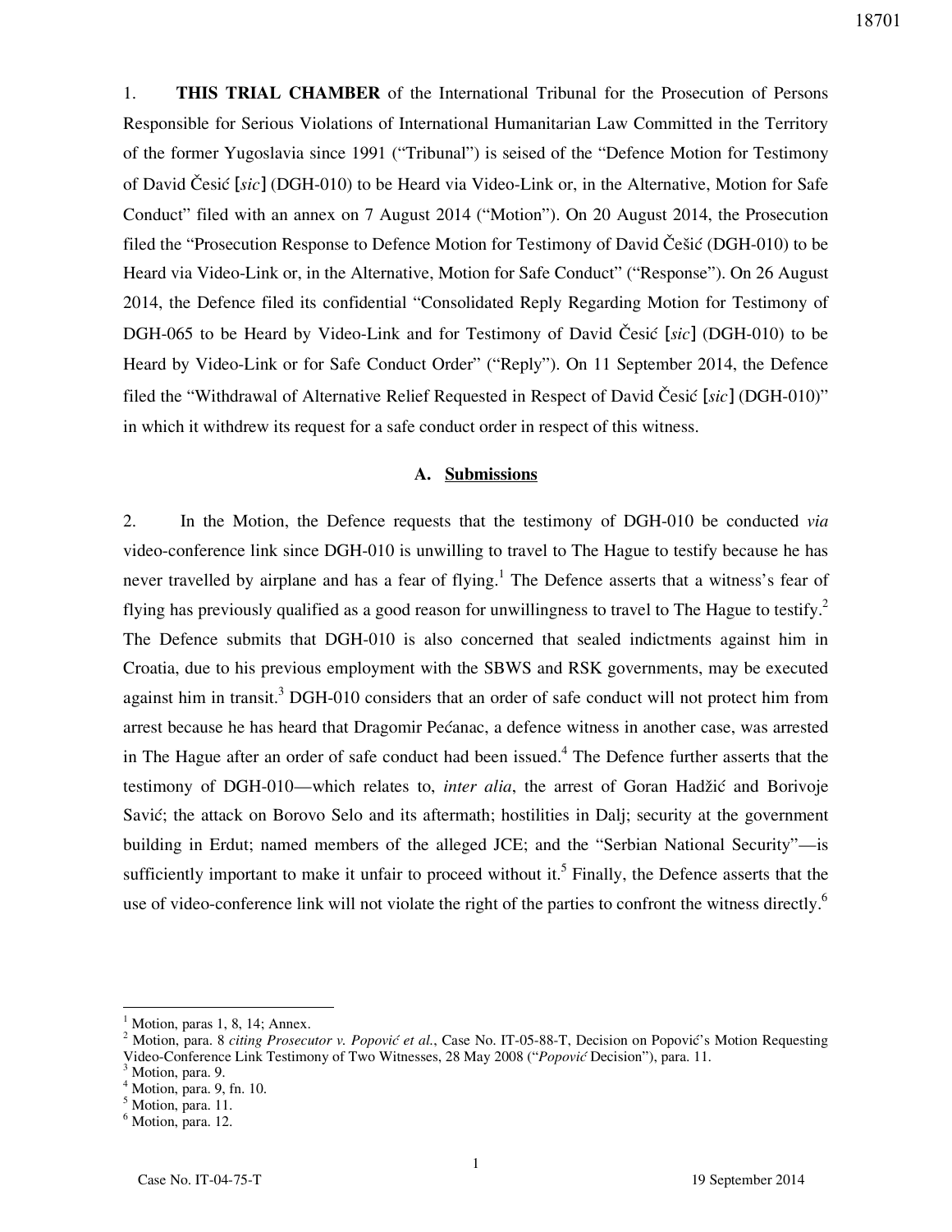1. **THIS TRIAL CHAMBER** of the International Tribunal for the Prosecution of Persons Responsible for Serious Violations of International Humanitarian Law Committed in the Territory of the former Yugoslavia since 1991 ("Tribunal") is seised of the "Defence Motion for Testimony of David Česić [*sic*] (DGH-010) to be Heard via Video-Link or, in the Alternative, Motion for Safe Conduct" filed with an annex on 7 August 2014 ("Motion"). On 20 August 2014, the Prosecution filed the "Prosecution Response to Defence Motion for Testimony of David Češić (DGH-010) to be Heard via Video-Link or, in the Alternative, Motion for Safe Conduct" ("Response"). On 26 August 2014, the Defence filed its confidential "Consolidated Reply Regarding Motion for Testimony of DGH-065 to be Heard by Video-Link and for Testimony of David Česić [*sic*] (DGH-010) to be Heard by Video-Link or for Safe Conduct Order" ("Reply"). On 11 September 2014, the Defence filed the "Withdrawal of Alternative Relief Requested in Respect of David Česić [*sic*] (DGH-010)" in which it withdrew its request for a safe conduct order in respect of this witness.

## A. Submissions

2. In the Motion, the Defence requests that the testimony of DGH-010 be conducted *via* video-conference link since DGH-010 is unwilling to travel to The Hague to testify because he has never travelled by airplane and has a fear of flying.[1] The Defence asserts that a witness's fear of flying has previously qualified as a good reason for unwillingness to travel to The Hague to testify.[2] The Defence submits that DGH-010 is also concerned that sealed indictments against him in Croatia, due to his previous employment with the SBWS and RSK governments, may be executed against him in transit.[3] DGH-010 considers that an order of safe conduct will not protect him from arrest because he has heard that Dragomir Pećanac, a defence witness in another case, was arrested in The Hague after an order of safe conduct had been issued.[4] The Defence further asserts that the testimony of DGH-010—which relates to, *inter alia*, the arrest of Goran Hadžić and Borivoje Savić; the attack on Borovo Selo and its aftermath; hostilities in Dalj; security at the government building in Erdut; named members of the alleged JCE; and the "Serbian National Security"—is sufficiently important to make it unfair to proceed without it.[5] Finally, the Defence asserts that the use of video-conference link will not violate the right of the parties to confront the witness directly.[6]

---

[1] Motion, paras 1, 8, 14; Annex.

[2] Motion, para. 8 *citing Prosecutor v. Popović et al.*, Case No. IT-05-88-T, Decision on Popović's Motion Requesting Video-Conference Link Testimony of Two Witnesses, 28 May 2008 ("*Popović* Decision"), para. 11.

[3] Motion, para. 9.

[4] Motion, para. 9, fn. 10.

[5] Motion, para. 11.

[6] Motion, para. 12.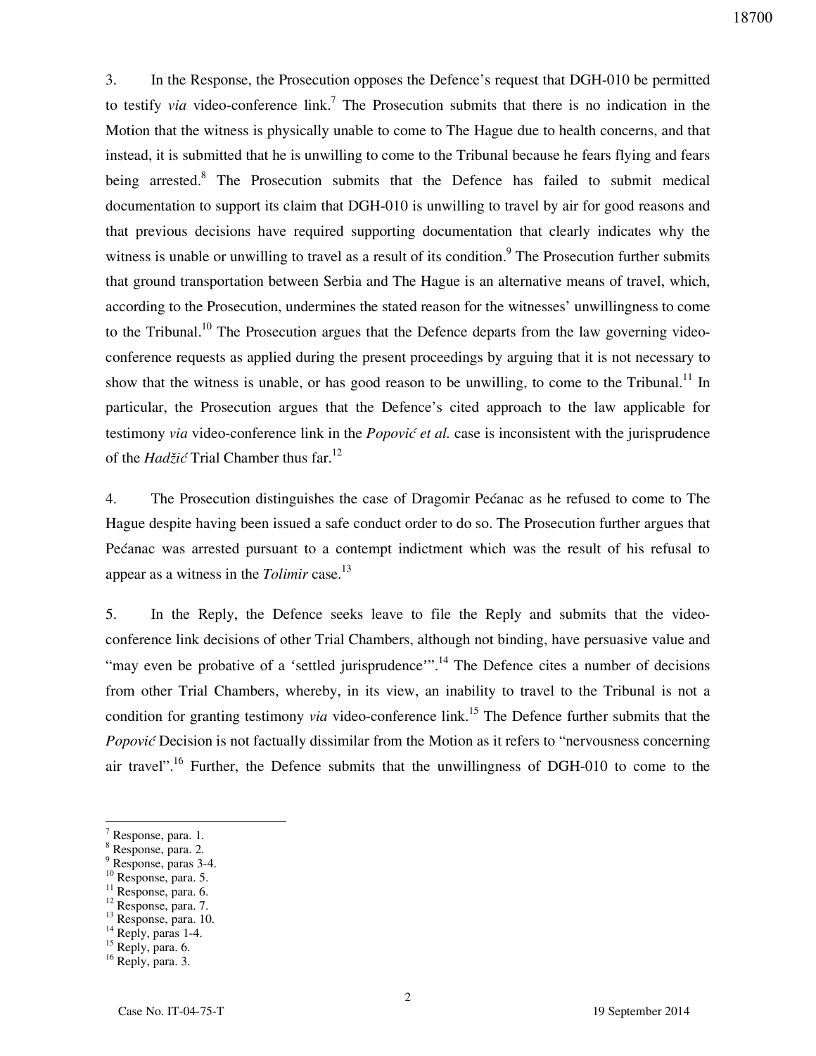3. In the Response, the Prosecution opposes the Defence's request that DGH-010 be permitted to testify *via* video-conference link.[7] The Prosecution submits that there is no indication in the Motion that the witness is physically unable to come to The Hague due to health concerns, and that instead, it is submitted that he is unwilling to come to the Tribunal because he fears flying and fears being arrested.[8] The Prosecution submits that the Defence has failed to submit medical documentation to support its claim that DGH-010 is unwilling to travel by air for good reasons and that previous decisions have required supporting documentation that clearly indicates why the witness is unable or unwilling to travel as a result of its condition.[9] The Prosecution further submits that ground transportation between Serbia and The Hague is an alternative means of travel, which, according to the Prosecution, undermines the stated reason for the witnesses' unwillingness to come to the Tribunal.[10] The Prosecution argues that the Defence departs from the law governing video-conference requests as applied during the present proceedings by arguing that it is not necessary to show that the witness is unable, or has good reason to be unwilling, to come to the Tribunal.[11] In particular, the Prosecution argues that the Defence's cited approach to the law applicable for testimony *via* video-conference link in the *Popović et al.* case is inconsistent with the jurisprudence of the *Hadžić* Trial Chamber thus far.[12]

4. The Prosecution distinguishes the case of Dragomir Pećanac as he refused to come to The Hague despite having been issued a safe conduct order to do so. The Prosecution further argues that Pećanac was arrested pursuant to a contempt indictment which was the result of his refusal to appear as a witness in the *Tolimir* case.[13]

5. In the Reply, the Defence seeks leave to file the Reply and submits that the video-conference link decisions of other Trial Chambers, although not binding, have persuasive value and "may even be probative of a 'settled jurisprudence'".[14] The Defence cites a number of decisions from other Trial Chambers, whereby, in its view, an inability to travel to the Tribunal is not a condition for granting testimony *via* video-conference link.[15] The Defence further submits that the *Popović* Decision is not factually dissimilar from the Motion as it refers to "nervousness concerning air travel".[16] Further, the Defence submits that the unwillingness of DGH-010 to come to the

---

[7] Response, para. 1.
[8] Response, para. 2.
[9] Response, paras 3-4.
[10] Response, para. 5.
[11] Response, para. 6.
[12] Response, para. 7.
[13] Response, para. 10.
[14] Reply, paras 1-4.
[15] Reply, para. 6.
[16] Reply, para. 3.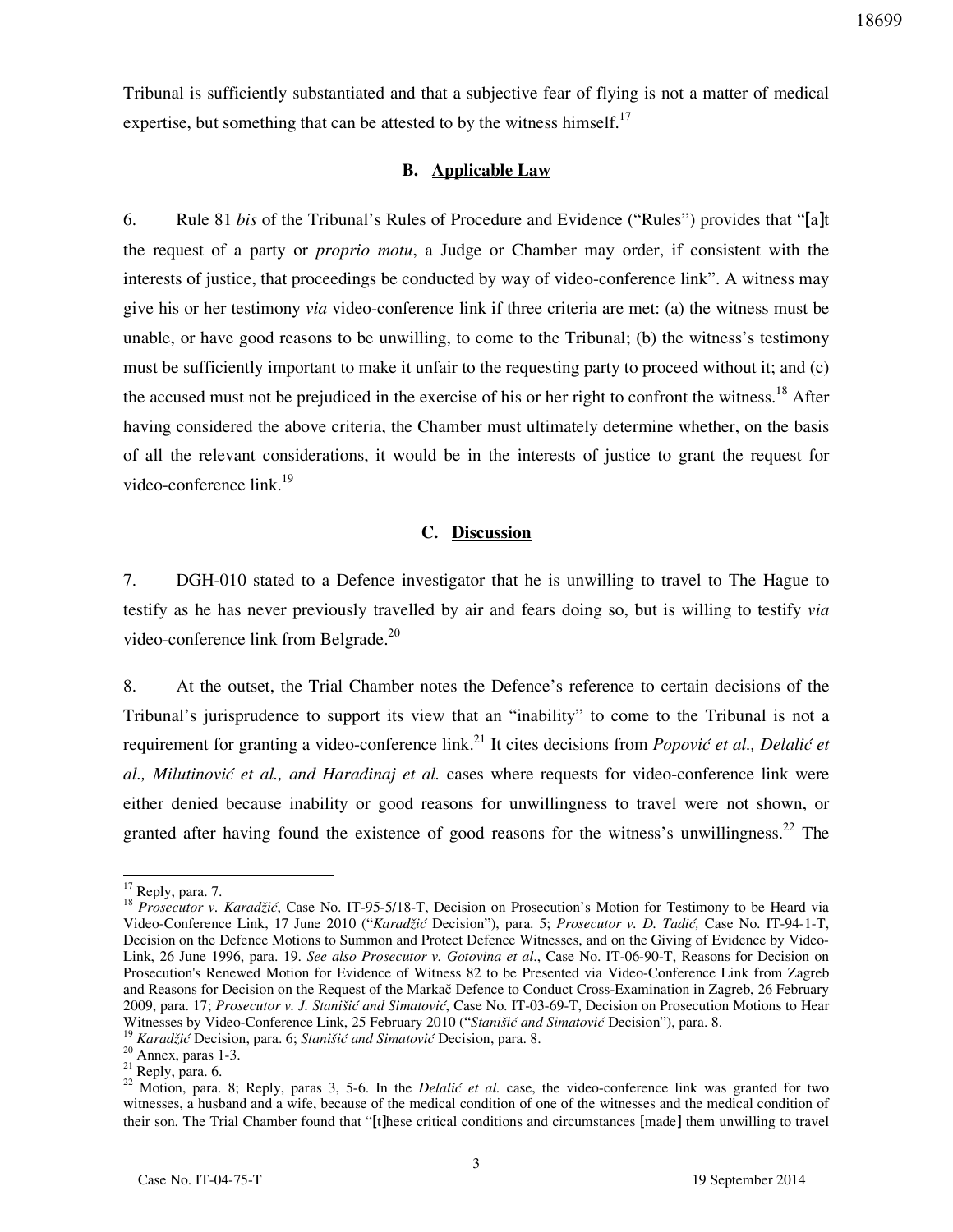Tribunal is sufficiently substantiated and that a subjective fear of flying is not a matter of medical expertise, but something that can be attested to by the witness himself.[17]

## B. Applicable Law

6. Rule 81 *bis* of the Tribunal's Rules of Procedure and Evidence ("Rules") provides that "[a]t the request of a party or *proprio motu*, a Judge or Chamber may order, if consistent with the interests of justice, that proceedings be conducted by way of video-conference link". A witness may give his or her testimony *via* video-conference link if three criteria are met: (a) the witness must be unable, or have good reasons to be unwilling, to come to the Tribunal; (b) the witness's testimony must be sufficiently important to make it unfair to the requesting party to proceed without it; and (c) the accused must not be prejudiced in the exercise of his or her right to confront the witness.[18] After having considered the above criteria, the Chamber must ultimately determine whether, on the basis of all the relevant considerations, it would be in the interests of justice to grant the request for video-conference link.[19]

## C. Discussion

7. DGH-010 stated to a Defence investigator that he is unwilling to travel to The Hague to testify as he has never previously travelled by air and fears doing so, but is willing to testify *via* video-conference link from Belgrade.[20]

8. At the outset, the Trial Chamber notes the Defence's reference to certain decisions of the Tribunal's jurisprudence to support its view that an "inability" to come to the Tribunal is not a requirement for granting a video-conference link.[21] It cites decisions from *Popović et al., Delalić et al., Milutinović et al., and Haradinaj et al.* cases where requests for video-conference link were either denied because inability or good reasons for unwillingness to travel were not shown, or granted after having found the existence of good reasons for the witness's unwillingness.[22] The

---

[17] Reply, para. 7.

[18] *Prosecutor v. Karadžić*, Case No. IT-95-5/18-T, Decision on Prosecution's Motion for Testimony to be Heard via Video-Conference Link, 17 June 2010 ("*Karadžić* Decision"), para. 5; *Prosecutor v. D. Tadić,* Case No. IT-94-1-T, Decision on the Defence Motions to Summon and Protect Defence Witnesses, and on the Giving of Evidence by Video-Link, 26 June 1996, para. 19. *See also Prosecutor v. Gotovina et al*., Case No. IT-06-90-T, Reasons for Decision on Prosecution's Renewed Motion for Evidence of Witness 82 to be Presented via Video-Conference Link from Zagreb and Reasons for Decision on the Request of the Markač Defence to Conduct Cross-Examination in Zagreb, 26 February 2009, para. 17; *Prosecutor v. J. Stanišić and Simatović*, Case No. IT-03-69-T, Decision on Prosecution Motions to Hear Witnesses by Video-Conference Link, 25 February 2010 ("*Stanišić and Simatović* Decision"), para. 8.

[19] *Karadžić* Decision, para. 6; *Stanišić and Simatović* Decision, para. 8.

[20] Annex, paras 1-3.

[21] Reply, para. 6.

[22] Motion, para. 8; Reply, paras 3, 5-6. In the *Delalić et al.* case, the video-conference link was granted for two witnesses, a husband and a wife, because of the medical condition of one of the witnesses and the medical condition of their son. The Trial Chamber found that "[t]hese critical conditions and circumstances [made] them unwilling to travel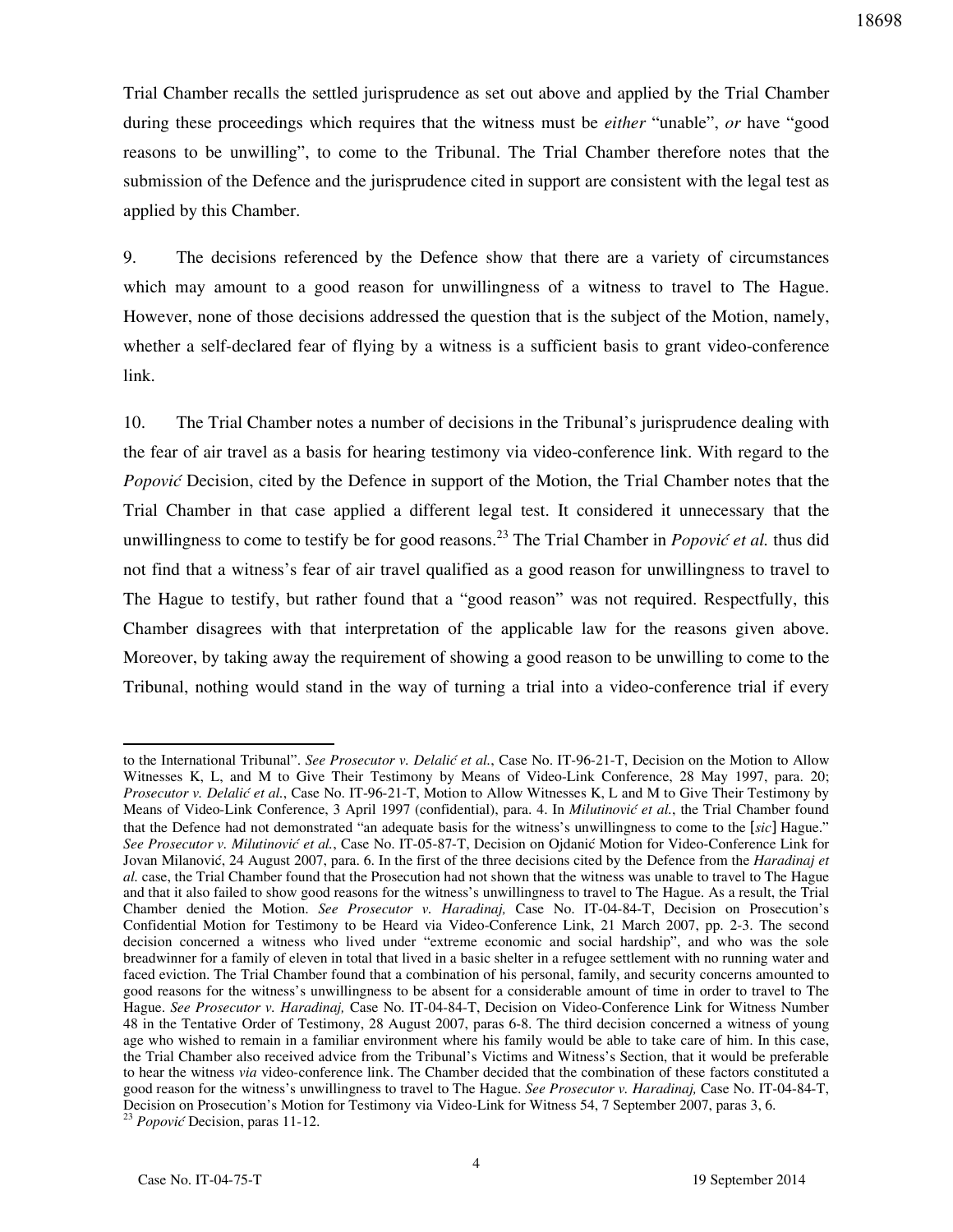Trial Chamber recalls the settled jurisprudence as set out above and applied by the Trial Chamber during these proceedings which requires that the witness must be *either* "unable", *or* have "good reasons to be unwilling", to come to the Tribunal. The Trial Chamber therefore notes that the submission of the Defence and the jurisprudence cited in support are consistent with the legal test as applied by this Chamber.

9. The decisions referenced by the Defence show that there are a variety of circumstances which may amount to a good reason for unwillingness of a witness to travel to The Hague. However, none of those decisions addressed the question that is the subject of the Motion, namely, whether a self-declared fear of flying by a witness is a sufficient basis to grant video-conference link.

10. The Trial Chamber notes a number of decisions in the Tribunal's jurisprudence dealing with the fear of air travel as a basis for hearing testimony via video-conference link. With regard to the *Popović* Decision, cited by the Defence in support of the Motion, the Trial Chamber notes that the Trial Chamber in that case applied a different legal test. It considered it unnecessary that the unwillingness to come to testify be for good reasons.[23] The Trial Chamber in *Popović et al.* thus did not find that a witness's fear of air travel qualified as a good reason for unwillingness to travel to The Hague to testify, but rather found that a "good reason" was not required. Respectfully, this Chamber disagrees with that interpretation of the applicable law for the reasons given above. Moreover, by taking away the requirement of showing a good reason to be unwilling to come to the Tribunal, nothing would stand in the way of turning a trial into a video-conference trial if every

---

to the International Tribunal". *See Prosecutor v. Delalić et al.*, Case No. IT-96-21-T, Decision on the Motion to Allow Witnesses K, L, and M to Give Their Testimony by Means of Video-Link Conference, 28 May 1997, para. 20; *Prosecutor v. Delalić et al.*, Case No. IT-96-21-T, Motion to Allow Witnesses K, L and M to Give Their Testimony by Means of Video-Link Conference, 3 April 1997 (confidential), para. 4. In *Milutinović et al.*, the Trial Chamber found that the Defence had not demonstrated "an adequate basis for the witness's unwillingness to come to the [*sic*] Hague." *See Prosecutor v. Milutinović et al.*, Case No. IT-05-87-T, Decision on Ojdanić Motion for Video-Conference Link for Jovan Milanović, 24 August 2007, para. 6. In the first of the three decisions cited by the Defence from the *Haradinaj et al.* case, the Trial Chamber found that the Prosecution had not shown that the witness was unable to travel to The Hague and that it also failed to show good reasons for the witness's unwillingness to travel to The Hague. As a result, the Trial Chamber denied the Motion. *See Prosecutor v. Haradinaj,* Case No. IT-04-84-T, Decision on Prosecution's Confidential Motion for Testimony to be Heard via Video-Conference Link, 21 March 2007, pp. 2-3. The second decision concerned a witness who lived under "extreme economic and social hardship", and who was the sole breadwinner for a family of eleven in total that lived in a basic shelter in a refugee settlement with no running water and faced eviction. The Trial Chamber found that a combination of his personal, family, and security concerns amounted to good reasons for the witness's unwillingness to be absent for a considerable amount of time in order to travel to The Hague. *See Prosecutor v. Haradinaj,* Case No. IT-04-84-T, Decision on Video-Conference Link for Witness Number 48 in the Tentative Order of Testimony, 28 August 2007, paras 6-8. The third decision concerned a witness of young age who wished to remain in a familiar environment where his family would be able to take care of him. In this case, the Trial Chamber also received advice from the Tribunal's Victims and Witness's Section, that it would be preferable to hear the witness *via* video-conference link. The Chamber decided that the combination of these factors constituted a good reason for the witness's unwillingness to travel to The Hague. *See Prosecutor v. Haradinaj,* Case No. IT-04-84-T, Decision on Prosecution's Motion for Testimony via Video-Link for Witness 54, 7 September 2007, paras 3, 6.

[23] *Popović* Decision, paras 11-12.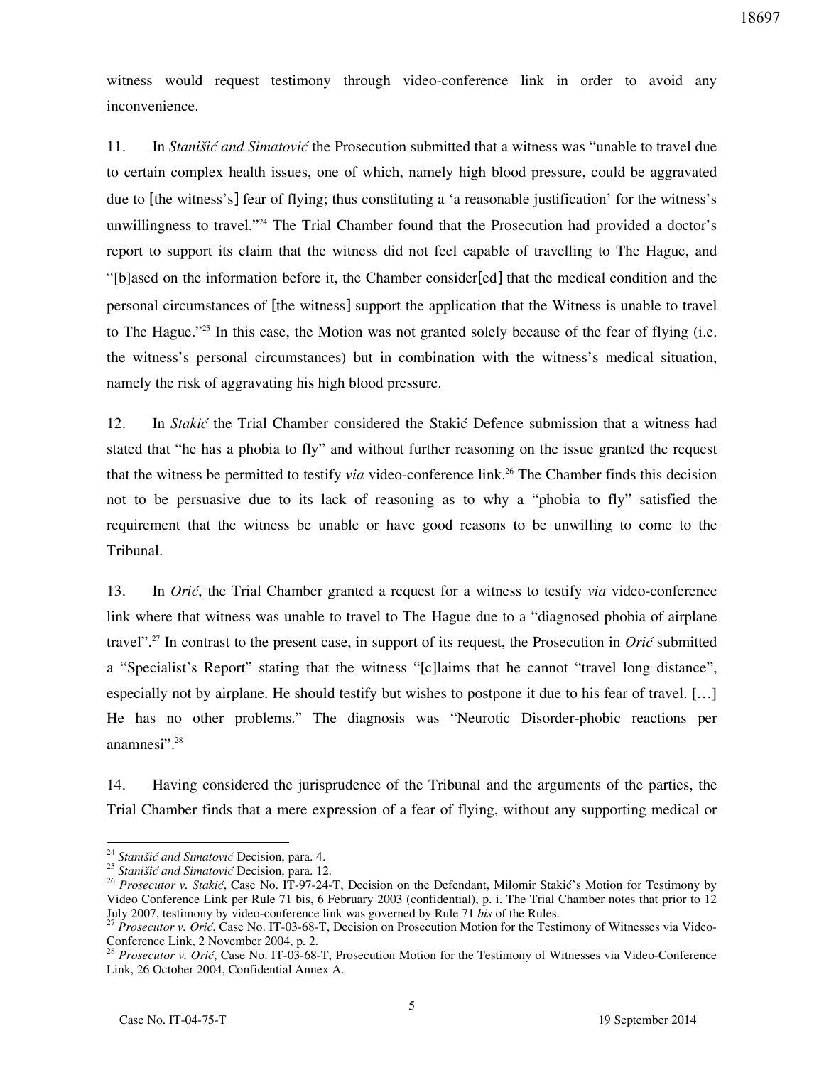witness would request testimony through video-conference link in order to avoid any inconvenience.

11. In *Stanišić and Simatović* the Prosecution submitted that a witness was "unable to travel due to certain complex health issues, one of which, namely high blood pressure, could be aggravated due to [the witness's] fear of flying; thus constituting a 'a reasonable justification' for the witness's unwillingness to travel."[24] The Trial Chamber found that the Prosecution had provided a doctor's report to support its claim that the witness did not feel capable of travelling to The Hague, and "[b]ased on the information before it, the Chamber consider[ed] that the medical condition and the personal circumstances of [the witness] support the application that the Witness is unable to travel to The Hague."[25] In this case, the Motion was not granted solely because of the fear of flying (i.e. the witness's personal circumstances) but in combination with the witness's medical situation, namely the risk of aggravating his high blood pressure.

12. In *Stakić* the Trial Chamber considered the Stakić Defence submission that a witness had stated that "he has a phobia to fly" and without further reasoning on the issue granted the request that the witness be permitted to testify *via* video-conference link.[26] The Chamber finds this decision not to be persuasive due to its lack of reasoning as to why a "phobia to fly" satisfied the requirement that the witness be unable or have good reasons to be unwilling to come to the Tribunal.

13. In *Orić*, the Trial Chamber granted a request for a witness to testify *via* video-conference link where that witness was unable to travel to The Hague due to a "diagnosed phobia of airplane travel".[27] In contrast to the present case, in support of its request, the Prosecution in *Orić* submitted a "Specialist's Report" stating that the witness "[c]laims that he cannot "travel long distance", especially not by airplane. He should testify but wishes to postpone it due to his fear of travel. […] He has no other problems." The diagnosis was "Neurotic Disorder-phobic reactions per anamnesi".[28]

14. Having considered the jurisprudence of the Tribunal and the arguments of the parties, the Trial Chamber finds that a mere expression of a fear of flying, without any supporting medical or

---

[24] *Stanišić and Simatović* Decision, para. 4.

[25] *Stanišić and Simatović* Decision, para. 12.

[26] *Prosecutor v. Stakić*, Case No. IT-97-24-T, Decision on the Defendant, Milomir Stakić's Motion for Testimony by Video Conference Link per Rule 71 bis, 6 February 2003 (confidential), p. i. The Trial Chamber notes that prior to 12 July 2007, testimony by video-conference link was governed by Rule 71 *bis* of the Rules.

[27] *Prosecutor v. Orić*, Case No. IT-03-68-T, Decision on Prosecution Motion for the Testimony of Witnesses via Video-Conference Link, 2 November 2004, p. 2.

[28] *Prosecutor v. Orić*, Case No. IT-03-68-T, Prosecution Motion for the Testimony of Witnesses via Video-Conference Link, 26 October 2004, Confidential Annex A.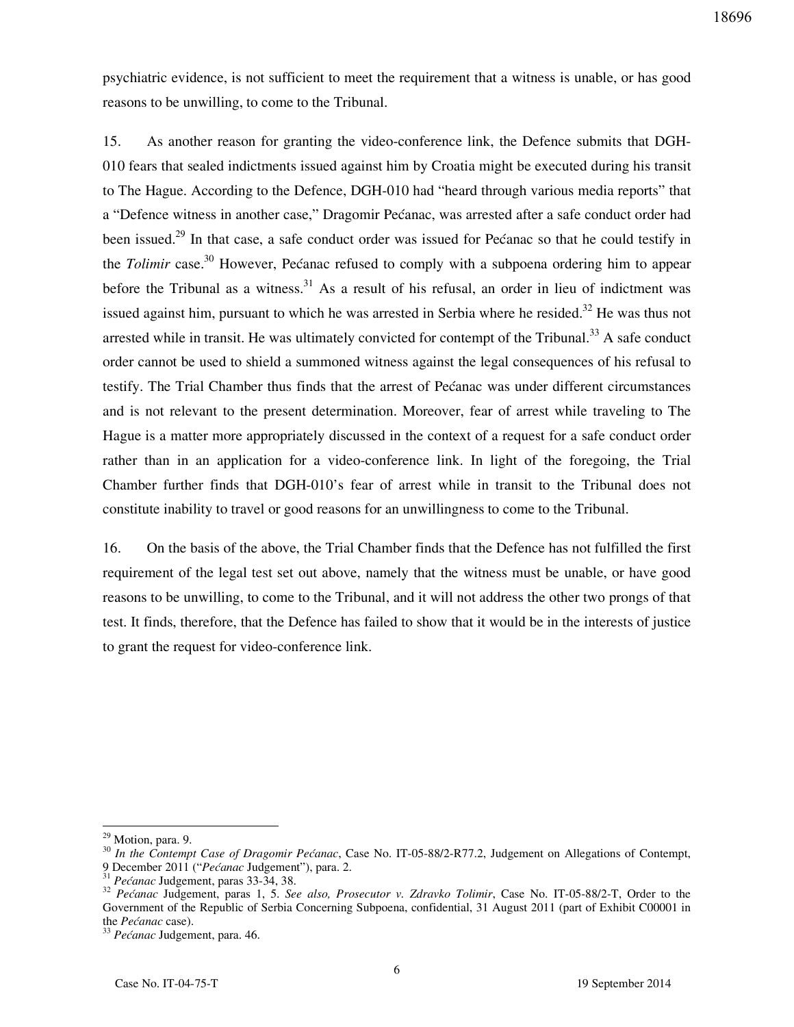psychiatric evidence, is not sufficient to meet the requirement that a witness is unable, or has good reasons to be unwilling, to come to the Tribunal.

15. As another reason for granting the video-conference link, the Defence submits that DGH-010 fears that sealed indictments issued against him by Croatia might be executed during his transit to The Hague. According to the Defence, DGH-010 had "heard through various media reports" that a "Defence witness in another case," Dragomir Pećanac, was arrested after a safe conduct order had been issued.[29] In that case, a safe conduct order was issued for Pećanac so that he could testify in the *Tolimir* case.[30] However, Pećanac refused to comply with a subpoena ordering him to appear before the Tribunal as a witness.[31] As a result of his refusal, an order in lieu of indictment was issued against him, pursuant to which he was arrested in Serbia where he resided.[32] He was thus not arrested while in transit. He was ultimately convicted for contempt of the Tribunal.[33] A safe conduct order cannot be used to shield a summoned witness against the legal consequences of his refusal to testify. The Trial Chamber thus finds that the arrest of Pećanac was under different circumstances and is not relevant to the present determination. Moreover, fear of arrest while traveling to The Hague is a matter more appropriately discussed in the context of a request for a safe conduct order rather than in an application for a video-conference link. In light of the foregoing, the Trial Chamber further finds that DGH-010's fear of arrest while in transit to the Tribunal does not constitute inability to travel or good reasons for an unwillingness to come to the Tribunal.

16. On the basis of the above, the Trial Chamber finds that the Defence has not fulfilled the first requirement of the legal test set out above, namely that the witness must be unable, or have good reasons to be unwilling, to come to the Tribunal, and it will not address the other two prongs of that test. It finds, therefore, that the Defence has failed to show that it would be in the interests of justice to grant the request for video-conference link.

---

[29] Motion, para. 9.

[30] *In the Contempt Case of Dragomir Pećanac*, Case No. IT-05-88/2-R77.2, Judgement on Allegations of Contempt, 9 December 2011 ("*Pećanac* Judgement"), para. 2.

[31] *Pećanac* Judgement, paras 33-34, 38.

[32] *Pećanac* Judgement, paras 1, 5. *See also, Prosecutor v. Zdravko Tolimir*, Case No. IT-05-88/2-T, Order to the Government of the Republic of Serbia Concerning Subpoena, confidential, 31 August 2011 (part of Exhibit C00001 in the *Pećanac* case).

[33] *Pećanac* Judgement, para. 46.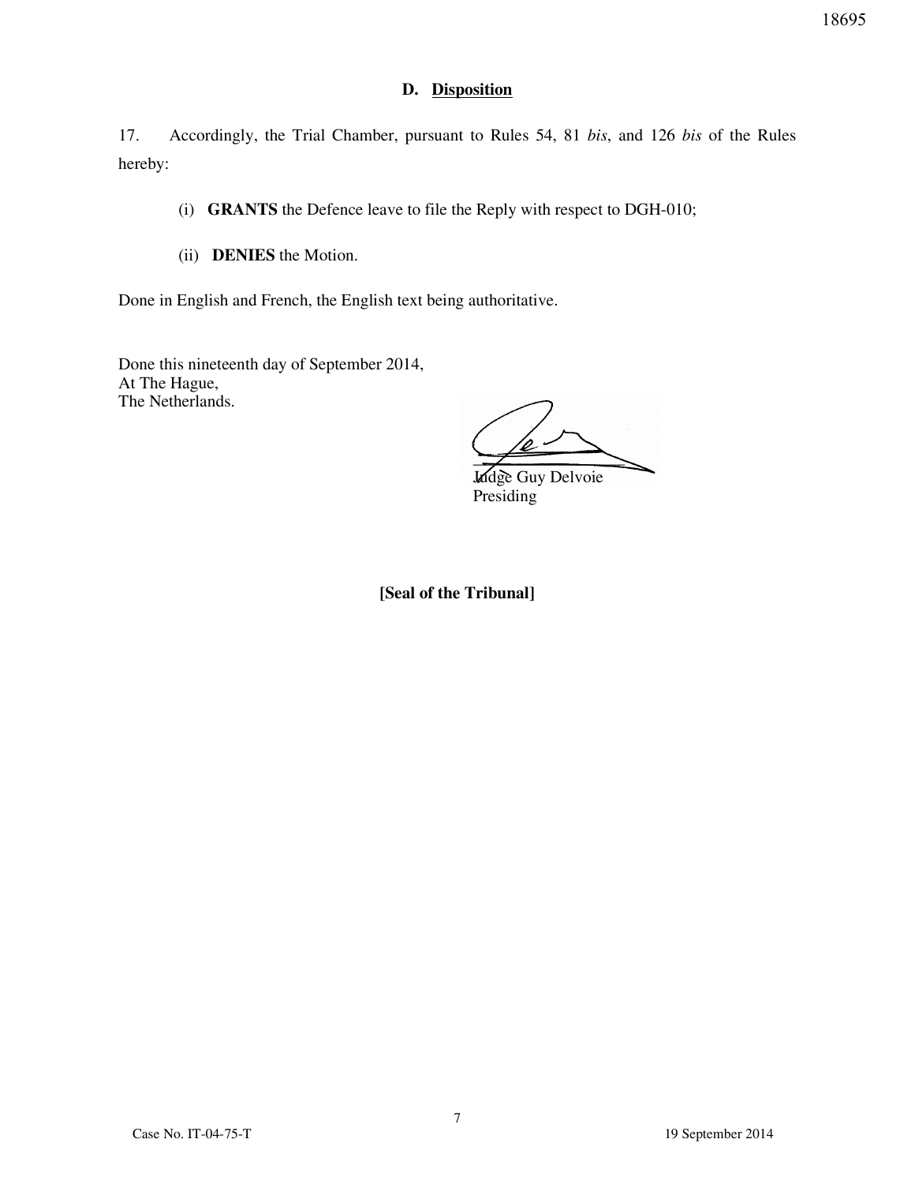## D. Disposition

17. Accordingly, the Trial Chamber, pursuant to Rules 54, 81 *bis*, and 126 *bis* of the Rules hereby:

(i) **GRANTS** the Defence leave to file the Reply with respect to DGH-010;

(ii) **DENIES** the Motion.

Done in English and French, the English text being authoritative.

Done this nineteenth day of September 2014,
At The Hague,
The Netherlands.

Judge Guy Delvoie
Presiding

**[Seal of the Tribunal]**